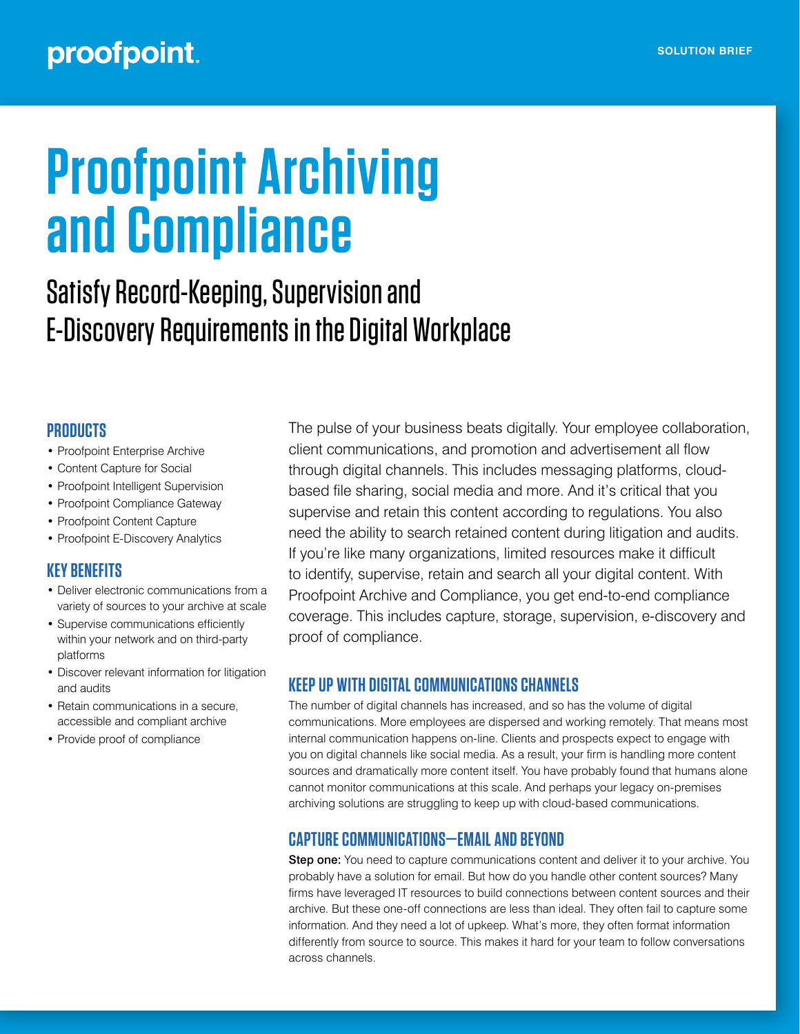proofpoint.

SOLUTION BRIEF

# Proofpoint Archiving and Compliance

## Satisfy Record-Keeping, Supervision and E-Discovery Requirements in the Digital Workplace

### PRODUCTS

- Proofpoint Enterprise Archive
- Content Capture for Social
- Proofpoint Intelligent Supervision
- Proofpoint Compliance Gateway
- Proofpoint Content Capture
- Proofpoint E-Discovery Analytics

### KEY BENEFITS

- Deliver electronic communications from a variety of sources to your archive at scale
- Supervise communications efficiently within your network and on third-party platforms
- Discover relevant information for litigation and audits
- Retain communications in a secure, accessible and compliant archive
- Provide proof of compliance

The pulse of your business beats digitally. Your employee collaboration, client communications, and promotion and advertisement all flow through digital channels. This includes messaging platforms, cloud-based file sharing, social media and more. And it's critical that you supervise and retain this content according to regulations. You also need the ability to search retained content during litigation and audits. If you're like many organizations, limited resources make it difficult to identify, supervise, retain and search all your digital content. With Proofpoint Archive and Compliance, you get end-to-end compliance coverage. This includes capture, storage, supervision, e-discovery and proof of compliance.

### KEEP UP WITH DIGITAL COMMUNICATIONS CHANNELS

The number of digital channels has increased, and so has the volume of digital communications. More employees are dispersed and working remotely. That means most internal communication happens on-line. Clients and prospects expect to engage with you on digital channels like social media. As a result, your firm is handling more content sources and dramatically more content itself. You have probably found that humans alone cannot monitor communications at this scale. And perhaps your legacy on-premises archiving solutions are struggling to keep up with cloud-based communications.

### CAPTURE COMMUNICATIONS—EMAIL AND BEYOND

**Step one:** You need to capture communications content and deliver it to your archive. You probably have a solution for email. But how do you handle other content sources? Many firms have leveraged IT resources to build connections between content sources and their archive. But these one-off connections are less than ideal. They often fail to capture some information. And they need a lot of upkeep. What's more, they often format information differently from source to source. This makes it hard for your team to follow conversations across channels.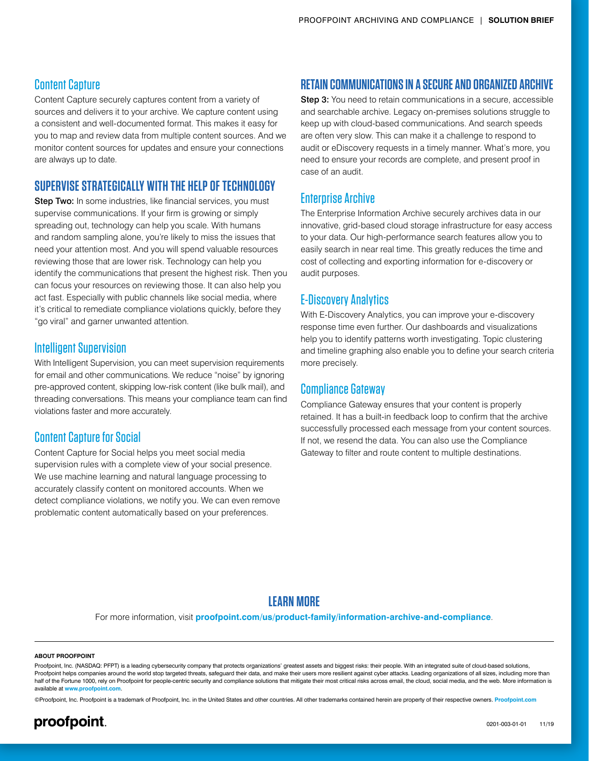### Content Capture

Content Capture securely captures content from a variety of sources and delivers it to your archive. We capture content using a consistent and well-documented format. This makes it easy for you to map and review data from multiple content sources. And we monitor content sources for updates and ensure your connections are always up to date.

## SUPERVISE STRATEGICALLY WITH THE HELP OF TECHNOLOGY

**Step Two:** In some industries, like financial services, you must supervise communications. If your firm is growing or simply spreading out, technology can help you scale. With humans and random sampling alone, you're likely to miss the issues that need your attention most. And you will spend valuable resources reviewing those that are lower risk. Technology can help you identify the communications that present the highest risk. Then you can focus your resources on reviewing those. It can also help you act fast. Especially with public channels like social media, where it's critical to remediate compliance violations quickly, before they "go viral" and garner unwanted attention.

### Intelligent Supervision

With Intelligent Supervision, you can meet supervision requirements for email and other communications. We reduce "noise" by ignoring pre-approved content, skipping low-risk content (like bulk mail), and threading conversations. This means your compliance team can find violations faster and more accurately.

### Content Capture for Social

Content Capture for Social helps you meet social media supervision rules with a complete view of your social presence. We use machine learning and natural language processing to accurately classify content on monitored accounts. When we detect compliance violations, we notify you. We can even remove problematic content automatically based on your preferences.

## RETAIN COMMUNICATIONS IN A SECURE AND ORGANIZED ARCHIVE

**Step 3:** You need to retain communications in a secure, accessible and searchable archive. Legacy on-premises solutions struggle to keep up with cloud-based communications. And search speeds are often very slow. This can make it a challenge to respond to audit or eDiscovery requests in a timely manner. What's more, you need to ensure your records are complete, and present proof in case of an audit.

### Enterprise Archive

The Enterprise Information Archive securely archives data in our innovative, grid-based cloud storage infrastructure for easy access to your data. Our high-performance search features allow you to easily search in near real time. This greatly reduces the time and cost of collecting and exporting information for e-discovery or audit purposes.

### E-Discovery Analytics

With E-Discovery Analytics, you can improve your e-discovery response time even further. Our dashboards and visualizations help you to identify patterns worth investigating. Topic clustering and timeline graphing also enable you to define your search criteria more precisely.

### Compliance Gateway

Compliance Gateway ensures that your content is properly retained. It has a built-in feedback loop to confirm that the archive successfully processed each message from your content sources. If not, we resend the data. You can also use the Compliance Gateway to filter and route content to multiple destinations.

## LEARN MORE

For more information, visit **proofpoint.com/us/product-family/information-archive-and-compliance**.

---

**ABOUT PROOFPOINT**

Proofpoint, Inc. (NASDAQ: PFPT) is a leading cybersecurity company that protects organizations' greatest assets and biggest risks: their people. With an integrated suite of cloud-based solutions, Proofpoint helps companies around the world stop targeted threats, safeguard their data, and make their users more resilient against cyber attacks. Leading organizations of all sizes, including more than half of the Fortune 1000, rely on Proofpoint for people-centric security and compliance solutions that mitigate their most critical risks across email, the cloud, social media, and the web. More information is available at **www.proofpoint.com**.

©Proofpoint, Inc. Proofpoint is a trademark of Proofpoint, Inc. in the United States and other countries. All other trademarks contained herein are property of their respective owners. **Proofpoint.com**

proofpoint.

0201-003-01-01 11/19